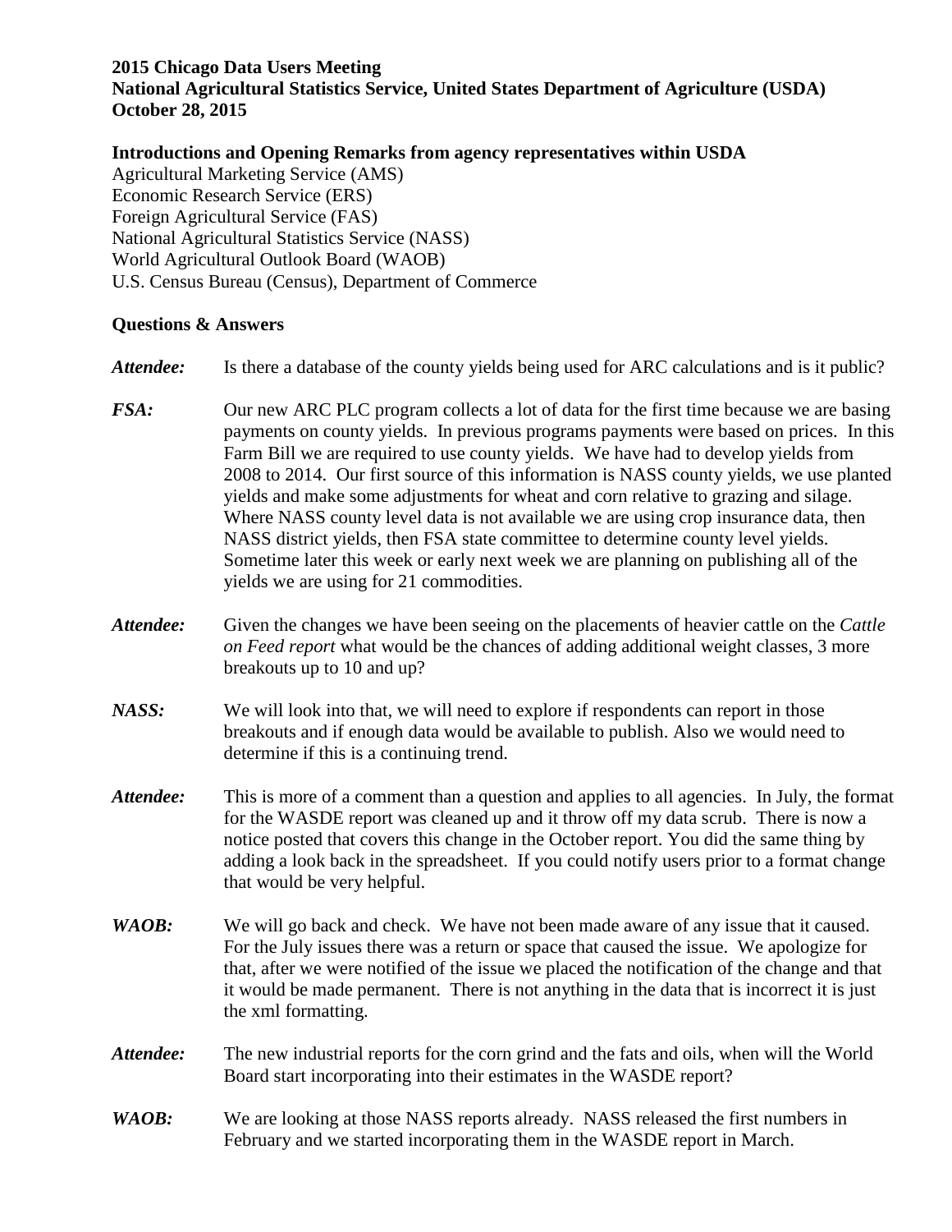**2015 Chicago Data Users Meeting**
**National Agricultural Statistics Service, United States Department of Agriculture (USDA)**
**October 28, 2015**

**Introductions and Opening Remarks from agency representatives within USDA**
Agricultural Marketing Service (AMS)
Economic Research Service (ERS)
Foreign Agricultural Service (FAS)
National Agricultural Statistics Service (NASS)
World Agricultural Outlook Board (WAOB)
U.S. Census Bureau (Census), Department of Commerce

**Questions & Answers**

***Attendee:*** Is there a database of the county yields being used for ARC calculations and is it public?

***FSA:*** Our new ARC PLC program collects a lot of data for the first time because we are basing payments on county yields. In previous programs payments were based on prices. In this Farm Bill we are required to use county yields. We have had to develop yields from 2008 to 2014. Our first source of this information is NASS county yields, we use planted yields and make some adjustments for wheat and corn relative to grazing and silage. Where NASS county level data is not available we are using crop insurance data, then NASS district yields, then FSA state committee to determine county level yields. Sometime later this week or early next week we are planning on publishing all of the yields we are using for 21 commodities.

***Attendee:*** Given the changes we have been seeing on the placements of heavier cattle on the *Cattle on Feed report* what would be the chances of adding additional weight classes, 3 more breakouts up to 10 and up?

***NASS:*** We will look into that, we will need to explore if respondents can report in those breakouts and if enough data would be available to publish. Also we would need to determine if this is a continuing trend.

***Attendee:*** This is more of a comment than a question and applies to all agencies. In July, the format for the WASDE report was cleaned up and it throw off my data scrub. There is now a notice posted that covers this change in the October report. You did the same thing by adding a look back in the spreadsheet. If you could notify users prior to a format change that would be very helpful.

***WAOB:*** We will go back and check. We have not been made aware of any issue that it caused. For the July issues there was a return or space that caused the issue. We apologize for that, after we were notified of the issue we placed the notification of the change and that it would be made permanent. There is not anything in the data that is incorrect it is just the xml formatting.

***Attendee:*** The new industrial reports for the corn grind and the fats and oils, when will the World Board start incorporating into their estimates in the WASDE report?

***WAOB:*** We are looking at those NASS reports already. NASS released the first numbers in February and we started incorporating them in the WASDE report in March.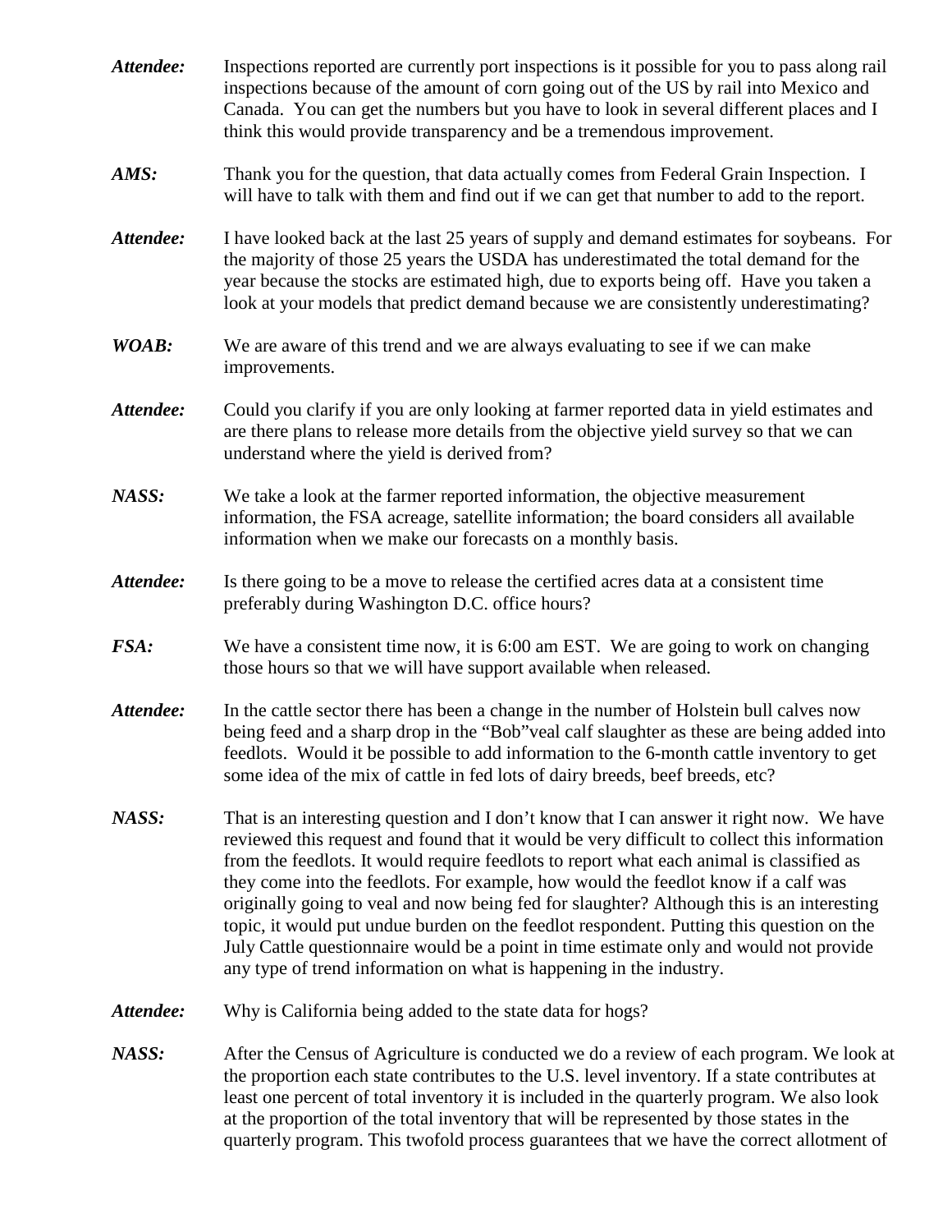***Attendee:*** Inspections reported are currently port inspections is it possible for you to pass along rail inspections because of the amount of corn going out of the US by rail into Mexico and Canada. You can get the numbers but you have to look in several different places and I think this would provide transparency and be a tremendous improvement.

***AMS:*** Thank you for the question, that data actually comes from Federal Grain Inspection. I will have to talk with them and find out if we can get that number to add to the report.

***Attendee:*** I have looked back at the last 25 years of supply and demand estimates for soybeans. For the majority of those 25 years the USDA has underestimated the total demand for the year because the stocks are estimated high, due to exports being off. Have you taken a look at your models that predict demand because we are consistently underestimating?

***WOAB:*** We are aware of this trend and we are always evaluating to see if we can make improvements.

***Attendee:*** Could you clarify if you are only looking at farmer reported data in yield estimates and are there plans to release more details from the objective yield survey so that we can understand where the yield is derived from?

***NASS:*** We take a look at the farmer reported information, the objective measurement information, the FSA acreage, satellite information; the board considers all available information when we make our forecasts on a monthly basis.

***Attendee:*** Is there going to be a move to release the certified acres data at a consistent time preferably during Washington D.C. office hours?

***FSA:*** We have a consistent time now, it is 6:00 am EST. We are going to work on changing those hours so that we will have support available when released.

***Attendee:*** In the cattle sector there has been a change in the number of Holstein bull calves now being feed and a sharp drop in the "Bob"veal calf slaughter as these are being added into feedlots. Would it be possible to add information to the 6-month cattle inventory to get some idea of the mix of cattle in fed lots of dairy breeds, beef breeds, etc?

***NASS:*** That is an interesting question and I don't know that I can answer it right now. We have reviewed this request and found that it would be very difficult to collect this information from the feedlots. It would require feedlots to report what each animal is classified as they come into the feedlots. For example, how would the feedlot know if a calf was originally going to veal and now being fed for slaughter? Although this is an interesting topic, it would put undue burden on the feedlot respondent. Putting this question on the July Cattle questionnaire would be a point in time estimate only and would not provide any type of trend information on what is happening in the industry.

***Attendee:*** Why is California being added to the state data for hogs?

***NASS:*** After the Census of Agriculture is conducted we do a review of each program. We look at the proportion each state contributes to the U.S. level inventory. If a state contributes at least one percent of total inventory it is included in the quarterly program. We also look at the proportion of the total inventory that will be represented by those states in the quarterly program. This twofold process guarantees that we have the correct allotment of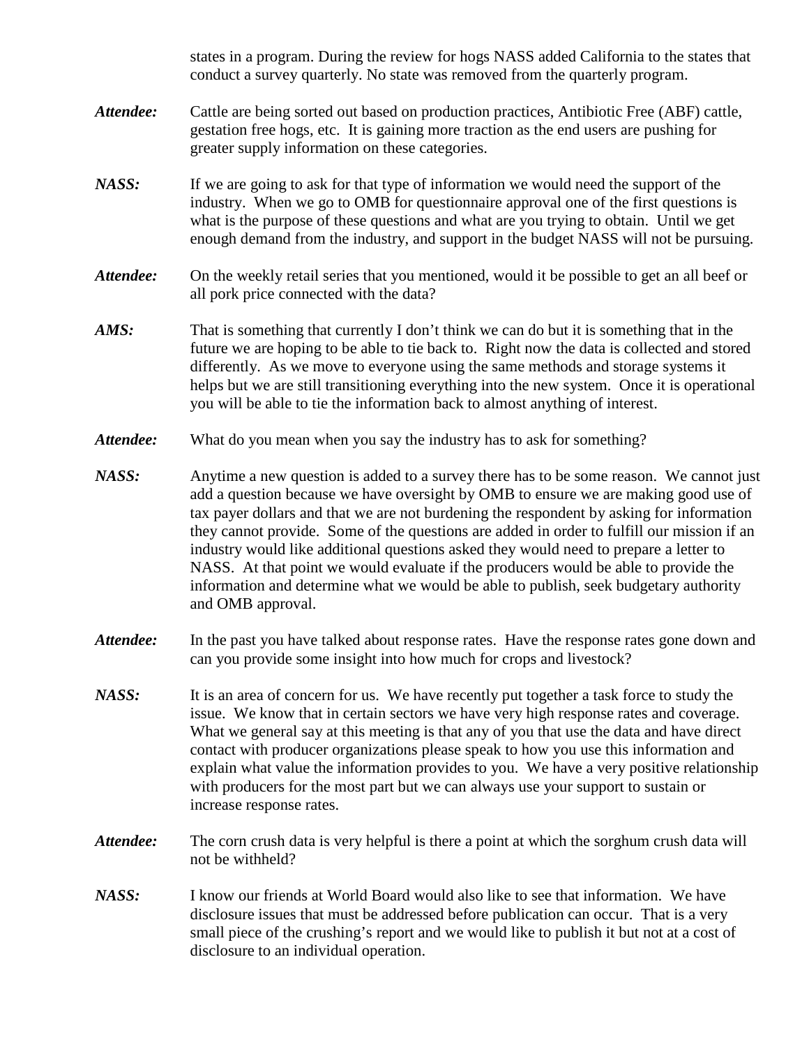states in a program. During the review for hogs NASS added California to the states that conduct a survey quarterly. No state was removed from the quarterly program.

***Attendee:*** Cattle are being sorted out based on production practices, Antibiotic Free (ABF) cattle, gestation free hogs, etc. It is gaining more traction as the end users are pushing for greater supply information on these categories.

***NASS:*** If we are going to ask for that type of information we would need the support of the industry. When we go to OMB for questionnaire approval one of the first questions is what is the purpose of these questions and what are you trying to obtain. Until we get enough demand from the industry, and support in the budget NASS will not be pursuing.

***Attendee:*** On the weekly retail series that you mentioned, would it be possible to get an all beef or all pork price connected with the data?

***AMS:*** That is something that currently I don't think we can do but it is something that in the future we are hoping to be able to tie back to. Right now the data is collected and stored differently. As we move to everyone using the same methods and storage systems it helps but we are still transitioning everything into the new system. Once it is operational you will be able to tie the information back to almost anything of interest.

***Attendee:*** What do you mean when you say the industry has to ask for something?

***NASS:*** Anytime a new question is added to a survey there has to be some reason. We cannot just add a question because we have oversight by OMB to ensure we are making good use of tax payer dollars and that we are not burdening the respondent by asking for information they cannot provide. Some of the questions are added in order to fulfill our mission if an industry would like additional questions asked they would need to prepare a letter to NASS. At that point we would evaluate if the producers would be able to provide the information and determine what we would be able to publish, seek budgetary authority and OMB approval.

***Attendee:*** In the past you have talked about response rates. Have the response rates gone down and can you provide some insight into how much for crops and livestock?

***NASS:*** It is an area of concern for us. We have recently put together a task force to study the issue. We know that in certain sectors we have very high response rates and coverage. What we general say at this meeting is that any of you that use the data and have direct contact with producer organizations please speak to how you use this information and explain what value the information provides to you. We have a very positive relationship with producers for the most part but we can always use your support to sustain or increase response rates.

***Attendee:*** The corn crush data is very helpful is there a point at which the sorghum crush data will not be withheld?

***NASS:*** I know our friends at World Board would also like to see that information. We have disclosure issues that must be addressed before publication can occur. That is a very small piece of the crushing's report and we would like to publish it but not at a cost of disclosure to an individual operation.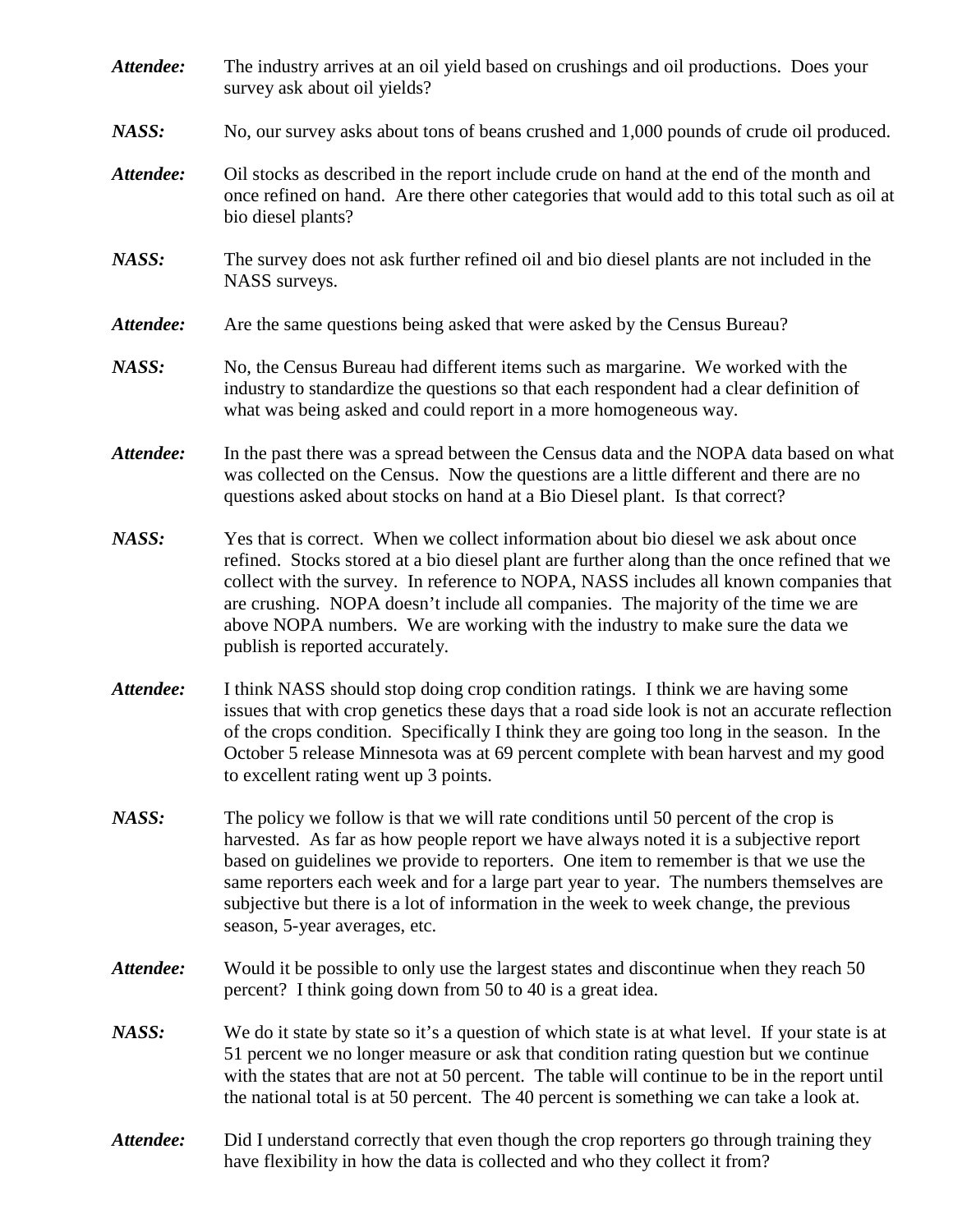***Attendee:*** The industry arrives at an oil yield based on crushings and oil productions. Does your survey ask about oil yields?

***NASS:*** No, our survey asks about tons of beans crushed and 1,000 pounds of crude oil produced.

***Attendee:*** Oil stocks as described in the report include crude on hand at the end of the month and once refined on hand. Are there other categories that would add to this total such as oil at bio diesel plants?

***NASS:*** The survey does not ask further refined oil and bio diesel plants are not included in the NASS surveys.

***Attendee:*** Are the same questions being asked that were asked by the Census Bureau?

***NASS:*** No, the Census Bureau had different items such as margarine. We worked with the industry to standardize the questions so that each respondent had a clear definition of what was being asked and could report in a more homogeneous way.

***Attendee:*** In the past there was a spread between the Census data and the NOPA data based on what was collected on the Census. Now the questions are a little different and there are no questions asked about stocks on hand at a Bio Diesel plant. Is that correct?

***NASS:*** Yes that is correct. When we collect information about bio diesel we ask about once refined. Stocks stored at a bio diesel plant are further along than the once refined that we collect with the survey. In reference to NOPA, NASS includes all known companies that are crushing. NOPA doesn't include all companies. The majority of the time we are above NOPA numbers. We are working with the industry to make sure the data we publish is reported accurately.

***Attendee:*** I think NASS should stop doing crop condition ratings. I think we are having some issues that with crop genetics these days that a road side look is not an accurate reflection of the crops condition. Specifically I think they are going too long in the season. In the October 5 release Minnesota was at 69 percent complete with bean harvest and my good to excellent rating went up 3 points.

***NASS:*** The policy we follow is that we will rate conditions until 50 percent of the crop is harvested. As far as how people report we have always noted it is a subjective report based on guidelines we provide to reporters. One item to remember is that we use the same reporters each week and for a large part year to year. The numbers themselves are subjective but there is a lot of information in the week to week change, the previous season, 5-year averages, etc.

***Attendee:*** Would it be possible to only use the largest states and discontinue when they reach 50 percent? I think going down from 50 to 40 is a great idea.

***NASS:*** We do it state by state so it's a question of which state is at what level. If your state is at 51 percent we no longer measure or ask that condition rating question but we continue with the states that are not at 50 percent. The table will continue to be in the report until the national total is at 50 percent. The 40 percent is something we can take a look at.

***Attendee:*** Did I understand correctly that even though the crop reporters go through training they have flexibility in how the data is collected and who they collect it from?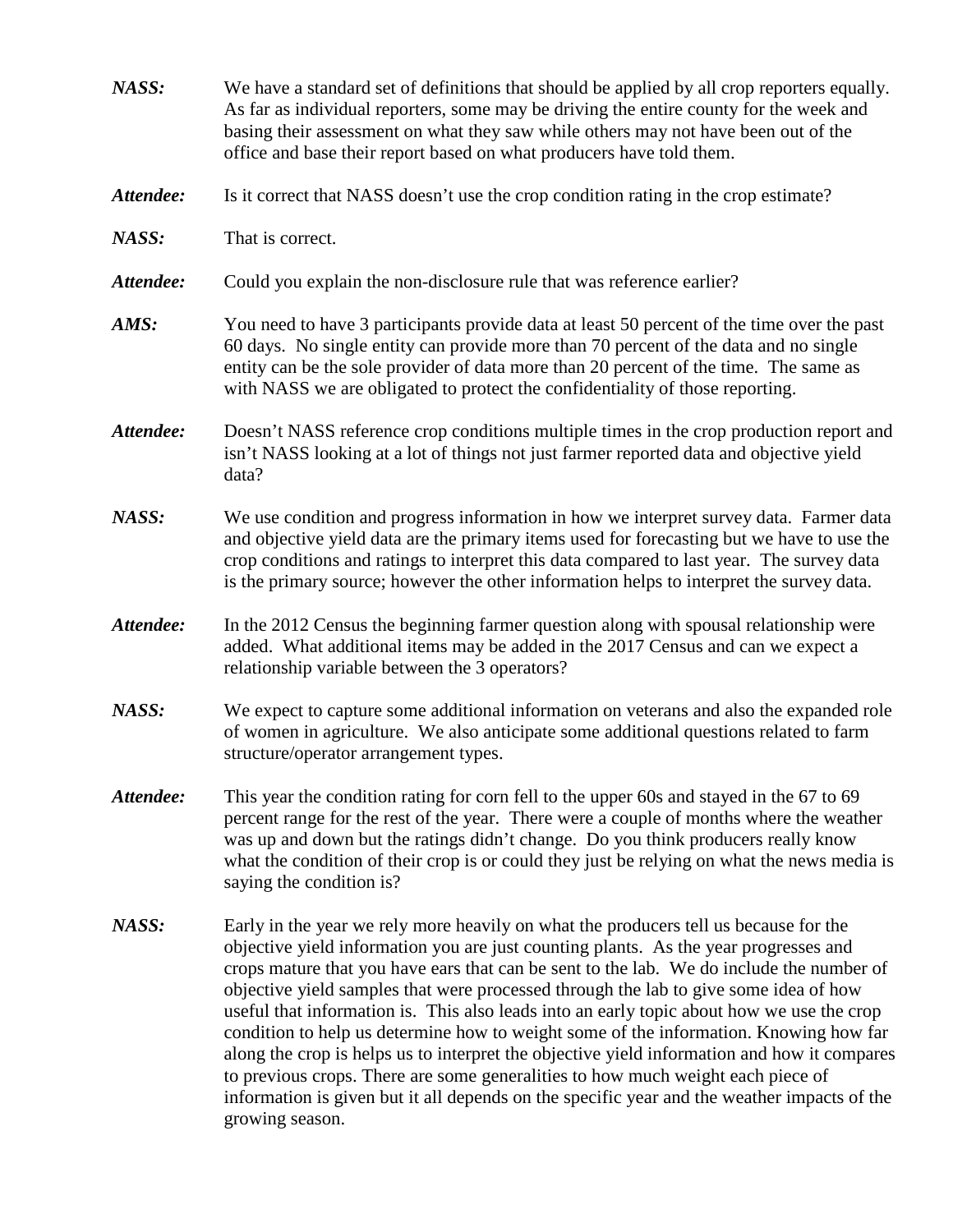***NASS:*** We have a standard set of definitions that should be applied by all crop reporters equally. As far as individual reporters, some may be driving the entire county for the week and basing their assessment on what they saw while others may not have been out of the office and base their report based on what producers have told them.

***Attendee:*** Is it correct that NASS doesn't use the crop condition rating in the crop estimate?

***NASS:*** That is correct.

***Attendee:*** Could you explain the non-disclosure rule that was reference earlier?

***AMS:*** You need to have 3 participants provide data at least 50 percent of the time over the past 60 days. No single entity can provide more than 70 percent of the data and no single entity can be the sole provider of data more than 20 percent of the time. The same as with NASS we are obligated to protect the confidentiality of those reporting.

***Attendee:*** Doesn't NASS reference crop conditions multiple times in the crop production report and isn't NASS looking at a lot of things not just farmer reported data and objective yield data?

***NASS:*** We use condition and progress information in how we interpret survey data. Farmer data and objective yield data are the primary items used for forecasting but we have to use the crop conditions and ratings to interpret this data compared to last year. The survey data is the primary source; however the other information helps to interpret the survey data.

***Attendee:*** In the 2012 Census the beginning farmer question along with spousal relationship were added. What additional items may be added in the 2017 Census and can we expect a relationship variable between the 3 operators?

***NASS:*** We expect to capture some additional information on veterans and also the expanded role of women in agriculture. We also anticipate some additional questions related to farm structure/operator arrangement types.

***Attendee:*** This year the condition rating for corn fell to the upper 60s and stayed in the 67 to 69 percent range for the rest of the year. There were a couple of months where the weather was up and down but the ratings didn't change. Do you think producers really know what the condition of their crop is or could they just be relying on what the news media is saying the condition is?

***NASS:*** Early in the year we rely more heavily on what the producers tell us because for the objective yield information you are just counting plants. As the year progresses and crops mature that you have ears that can be sent to the lab. We do include the number of objective yield samples that were processed through the lab to give some idea of how useful that information is. This also leads into an early topic about how we use the crop condition to help us determine how to weight some of the information. Knowing how far along the crop is helps us to interpret the objective yield information and how it compares to previous crops. There are some generalities to how much weight each piece of information is given but it all depends on the specific year and the weather impacts of the growing season.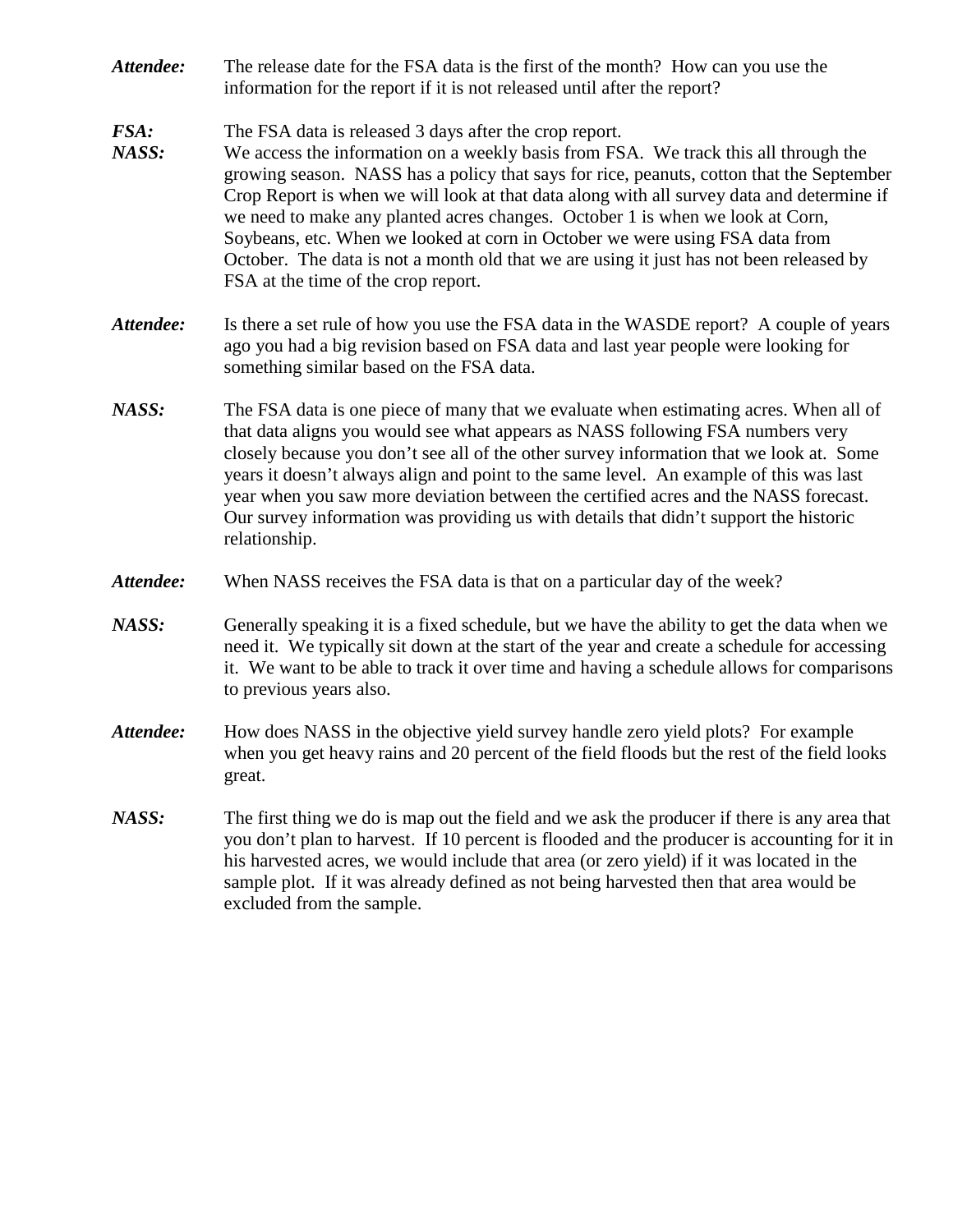***Attendee:*** The release date for the FSA data is the first of the month? How can you use the information for the report if it is not released until after the report?

***FSA:*** The FSA data is released 3 days after the crop report.

***NASS:*** We access the information on a weekly basis from FSA. We track this all through the growing season. NASS has a policy that says for rice, peanuts, cotton that the September Crop Report is when we will look at that data along with all survey data and determine if we need to make any planted acres changes. October 1 is when we look at Corn, Soybeans, etc. When we looked at corn in October we were using FSA data from October. The data is not a month old that we are using it just has not been released by FSA at the time of the crop report.

***Attendee:*** Is there a set rule of how you use the FSA data in the WASDE report? A couple of years ago you had a big revision based on FSA data and last year people were looking for something similar based on the FSA data.

***NASS:*** The FSA data is one piece of many that we evaluate when estimating acres. When all of that data aligns you would see what appears as NASS following FSA numbers very closely because you don't see all of the other survey information that we look at. Some years it doesn't always align and point to the same level. An example of this was last year when you saw more deviation between the certified acres and the NASS forecast. Our survey information was providing us with details that didn't support the historic relationship.

***Attendee:*** When NASS receives the FSA data is that on a particular day of the week?

***NASS:*** Generally speaking it is a fixed schedule, but we have the ability to get the data when we need it. We typically sit down at the start of the year and create a schedule for accessing it. We want to be able to track it over time and having a schedule allows for comparisons to previous years also.

***Attendee:*** How does NASS in the objective yield survey handle zero yield plots? For example when you get heavy rains and 20 percent of the field floods but the rest of the field looks great.

***NASS:*** The first thing we do is map out the field and we ask the producer if there is any area that you don't plan to harvest. If 10 percent is flooded and the producer is accounting for it in his harvested acres, we would include that area (or zero yield) if it was located in the sample plot. If it was already defined as not being harvested then that area would be excluded from the sample.